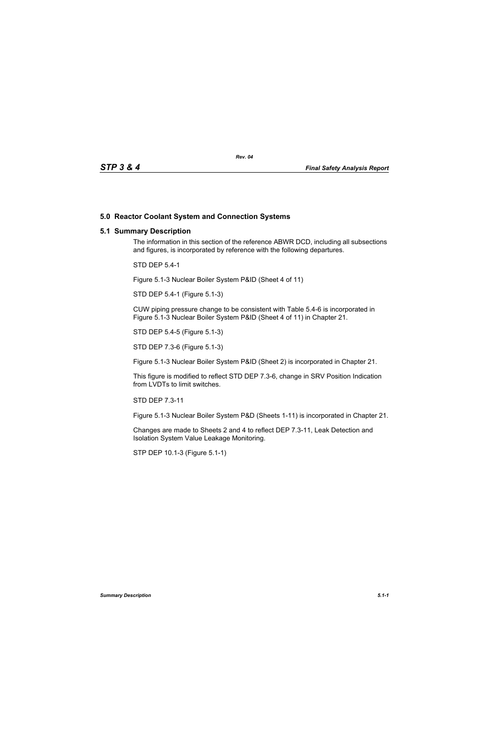# 5.0 Reactor Coolant System and Connection Systems

## 5.1 Summary Description

The information in this section of the reference ABWR DCD, including all subsections and figures, is incorporated by reference with the following departures.

STD DEP 5.4-1

Figure 5.1-3 Nuclear Boiler System P&ID (Sheet 4 of 11)

STD DEP 5.4-1 (Figure 5.1-3)

CUW piping pressure change to be consistent with Table 5.4-6 is incorporated in Figure 5.1-3 Nuclear Boiler System P&ID (Sheet 4 of 11) in Chapter 21.

STD DEP 5.4-5 (Figure 5.1-3)

STD DEP 7.3-6 (Figure 5.1-3)

Figure 5.1-3 Nuclear Boiler System P&ID (Sheet 2) is incorporated in Chapter 21.

This figure is modified to reflect STD DEP 7.3-6, change in SRV Position Indication from LVDTs to limit switches.

STD DEP 7.3-11

Figure 5.1-3 Nuclear Boiler System P&D (Sheets 1-11) is incorporated in Chapter 21.

Changes are made to Sheets 2 and 4 to reflect DEP 7.3-11, Leak Detection and Isolation System Value Leakage Monitoring.

STP DEP 10.1-3 (Figure 5.1-1)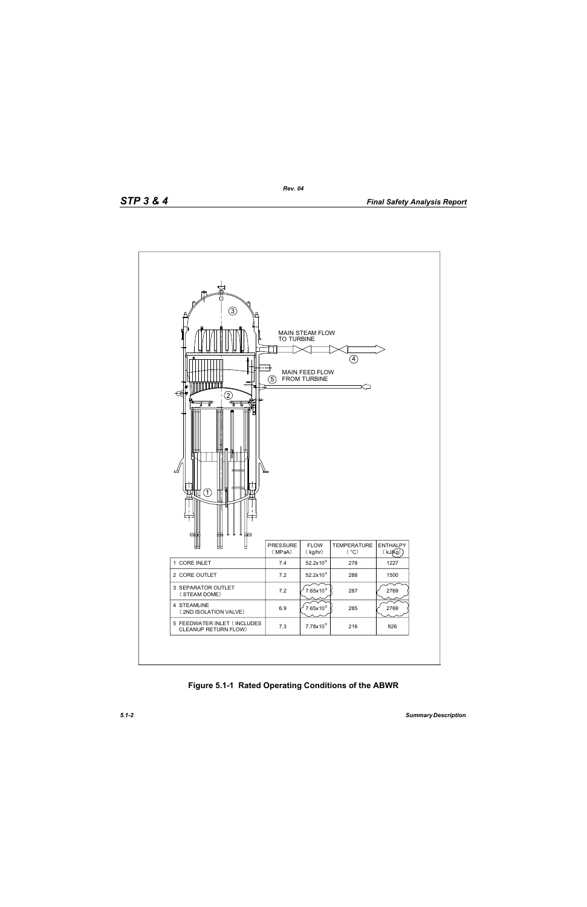MAIN STEAM FLOW TO TURBINE

MAIN FEED FLOW FROM TURBINE

| | PRESSURE (MPaA) | FLOW (kg/hr) | TEMPERATURE (°C) | ENTHALPY (kJ/kg) |
|---|---|---|---|---|
| 1 CORE INLET | 7.4 | $52.2x10^6$ | 278 | 1227 |
| 2 CORE OUTLET | 7.2 | $52.2x10^6$ | 288 | 1500 |
| 3 SEPARATOR OUTLET (STEAM DOME) | 7.2 | $7.65x10^6$ | 287 | 2769 |
| 4 STEAMLINE (2ND ISOLATION VALVE) | 6.9 | $7.65x10^6$ | 285 | 2769 |
| 5 FEEDWATER INLET (INCLUDES CLEANUP RETURN FLOW) | 7.3 | $7.78x10^6$ | 216 | 926 |

**Figure 5.1-1 Rated Operating Conditions of the ABWR**